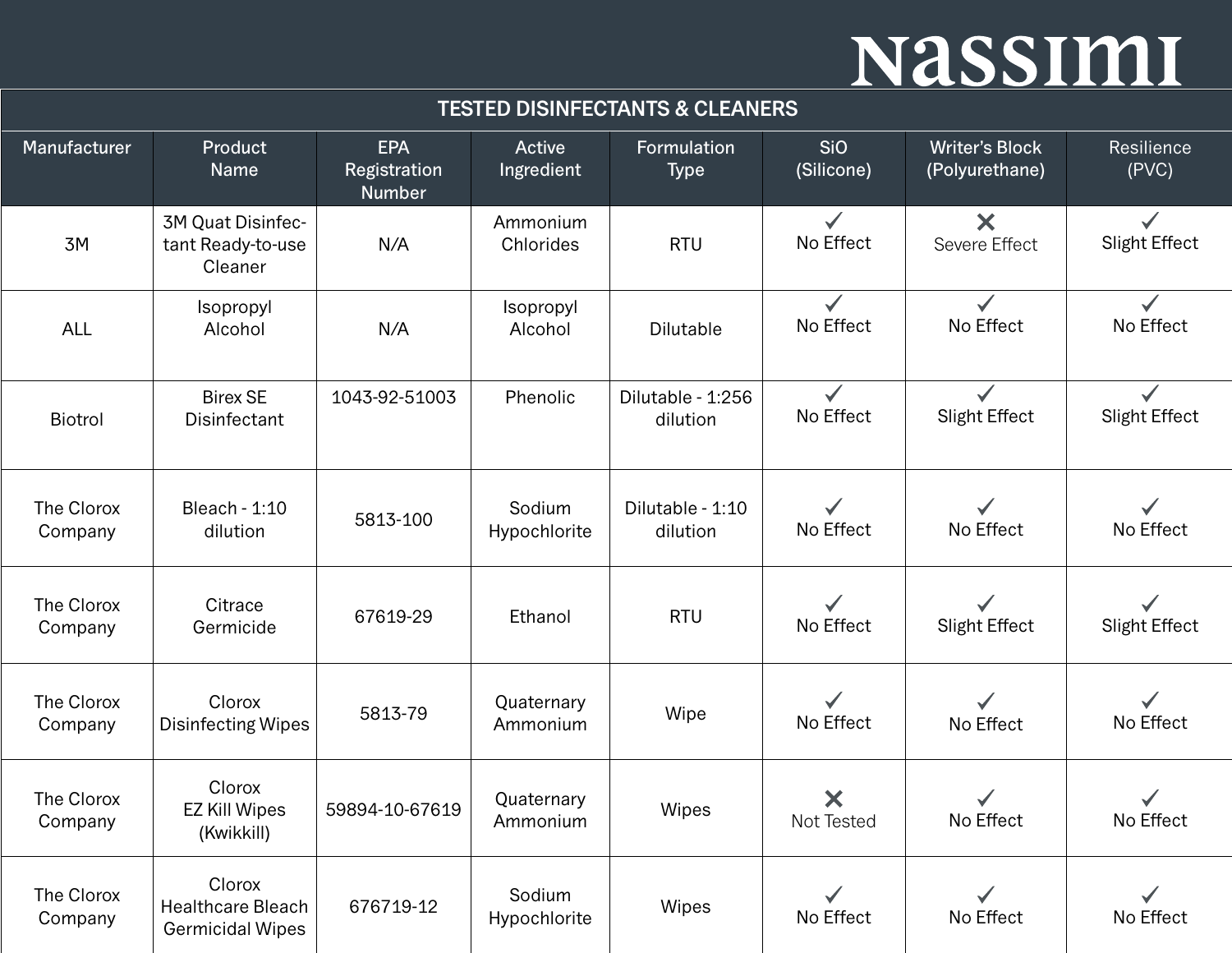# nassimi

## TESTED DISINFECTANTS & CLEANERS

| Manufacturer | Product Name | EPA Registration Number | Active Ingredient | Formulation Type | SiO (Silicone) | Writer's Block (Polyurethane) | Resilience (PVC) |
|---|---|---|---|---|---|---|---|
| 3M | 3M Quat Disinfectant Ready-to-use Cleaner | N/A | Ammonium Chlorides | RTU | ✓ No Effect | ✗ Severe Effect | ✓ Slight Effect |
| ALL | Isopropyl Alcohol | N/A | Isopropyl Alcohol | Dilutable | ✓ No Effect | ✓ No Effect | ✓ No Effect |
| Biotrol | Birex SE Disinfectant | 1043-92-51003 | Phenolic | Dilutable - 1:256 dilution | ✓ No Effect | ✓ Slight Effect | ✓ Slight Effect |
| The Clorox Company | Bleach - 1:10 dilution | 5813-100 | Sodium Hypochlorite | Dilutable - 1:10 dilution | ✓ No Effect | ✓ No Effect | ✓ No Effect |
| The Clorox Company | Citrace Germicide | 67619-29 | Ethanol | RTU | ✓ No Effect | ✓ Slight Effect | ✓ Slight Effect |
| The Clorox Company | Clorox Disinfecting Wipes | 5813-79 | Quaternary Ammonium | Wipe | ✓ No Effect | ✓ No Effect | ✓ No Effect |
| The Clorox Company | Clorox EZ Kill Wipes (Kwikkill) | 59894-10-67619 | Quaternary Ammonium | Wipes | ✗ Not Tested | ✓ No Effect | ✓ No Effect |
| The Clorox Company | Clorox Healthcare Bleach Germicidal Wipes | 676719-12 | Sodium Hypochlorite | Wipes | ✓ No Effect | ✓ No Effect | ✓ No Effect |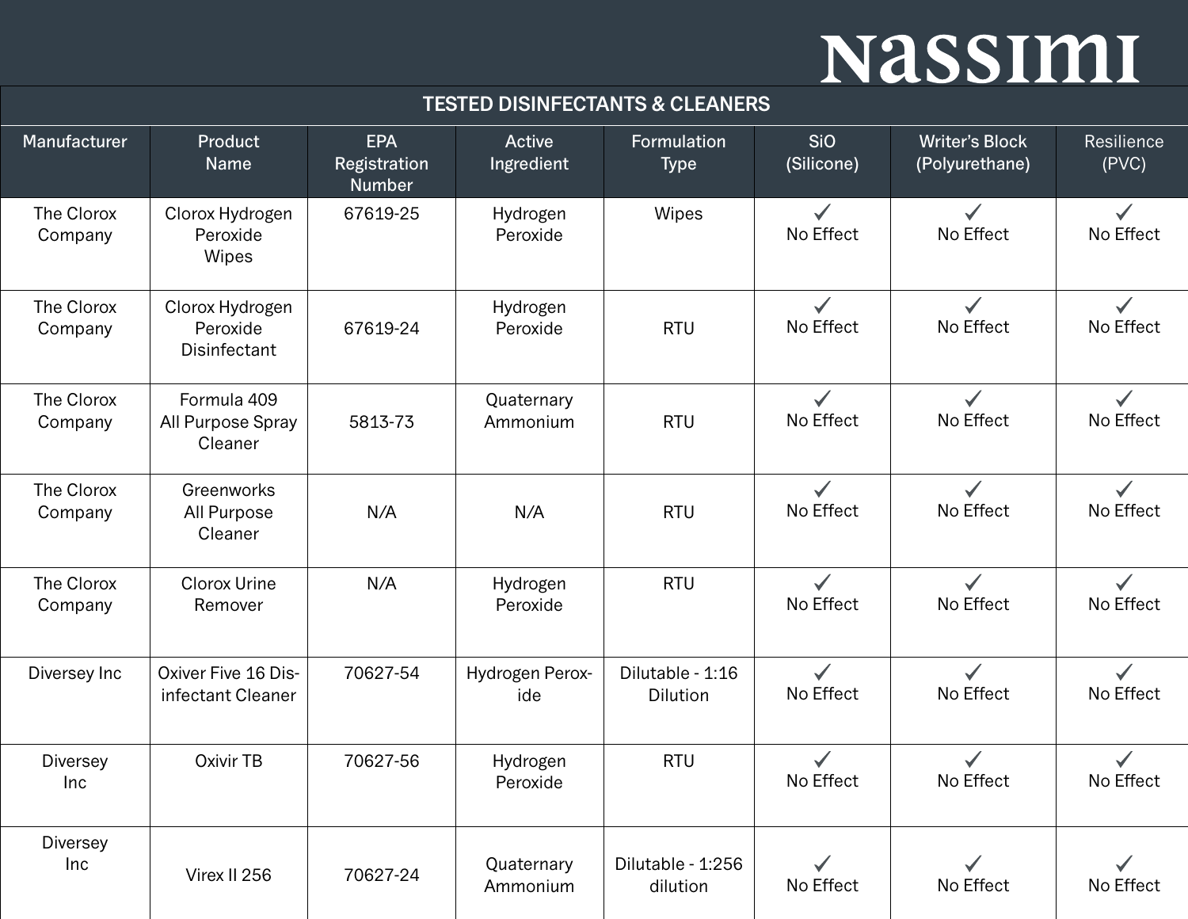# TESTED DISINFECTANTS & CLEANERS

| Manufacturer | Product Name | EPA Registration Number | Active Ingredient | Formulation Type | SiO (Silicone) | Writer's Block (Polyurethane) | Resilience (PVC) |
|---|---|---|---|---|---|---|---|
| The Clorox Company | Clorox Hydrogen Peroxide Wipes | 67619-25 | Hydrogen Peroxide | Wipes | ✓ No Effect | ✓ No Effect | ✓ No Effect |
| The Clorox Company | Clorox Hydrogen Peroxide Disinfectant | 67619-24 | Hydrogen Peroxide | RTU | ✓ No Effect | ✓ No Effect | ✓ No Effect |
| The Clorox Company | Formula 409 All Purpose Spray Cleaner | 5813-73 | Quaternary Ammonium | RTU | ✓ No Effect | ✓ No Effect | ✓ No Effect |
| The Clorox Company | Greenworks All Purpose Cleaner | N/A | N/A | RTU | ✓ No Effect | ✓ No Effect | ✓ No Effect |
| The Clorox Company | Clorox Urine Remover | N/A | Hydrogen Peroxide | RTU | ✓ No Effect | ✓ No Effect | ✓ No Effect |
| Diversey Inc | Oxiver Five 16 Disinfectant Cleaner | 70627-54 | Hydrogen Peroxide | Dilutable - 1:16 Dilution | ✓ No Effect | ✓ No Effect | ✓ No Effect |
| Diversey Inc | Oxivir TB | 70627-56 | Hydrogen Peroxide | RTU | ✓ No Effect | ✓ No Effect | ✓ No Effect |
| Diversey Inc | Virex II 256 | 70627-24 | Quaternary Ammonium | Dilutable - 1:256 dilution | ✓ No Effect | ✓ No Effect | ✓ No Effect |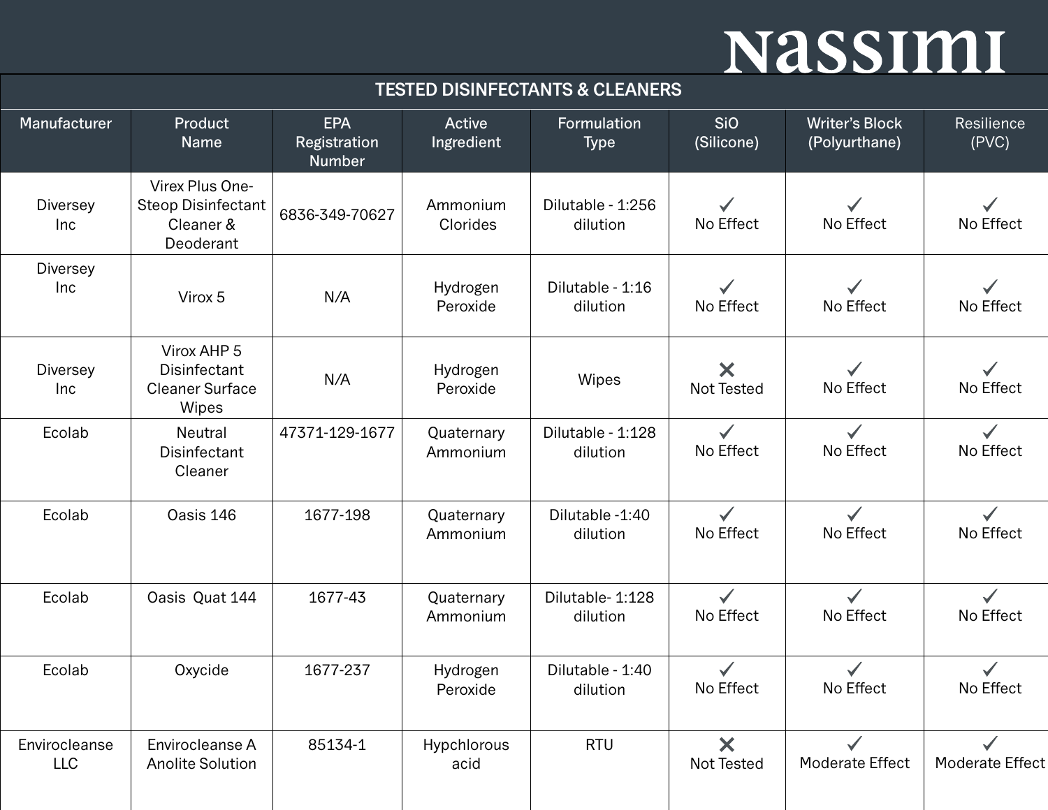# Nassimi

## TESTED DISINFECTANTS & CLEANERS

| Manufacturer | Product Name | EPA Registration Number | Active Ingredient | Formulation Type | SiO (Silicone) | Writer's Block (Polyurthane) | Resilience (PVC) |
|---|---|---|---|---|---|---|---|
| Diversey Inc | Virex Plus One-Steop Disinfectant Cleaner & Deoderant | 6836-349-70627 | Ammonium Clorides | Dilutable - 1:256 dilution | ✓ No Effect | ✓ No Effect | ✓ No Effect |
| Diversey Inc | Virox 5 | N/A | Hydrogen Peroxide | Dilutable - 1:16 dilution | ✓ No Effect | ✓ No Effect | ✓ No Effect |
| Diversey Inc | Virox AHP 5 Disinfectant Cleaner Surface Wipes | N/A | Hydrogen Peroxide | Wipes | ✗ Not Tested | ✓ No Effect | ✓ No Effect |
| Ecolab | Neutral Disinfectant Cleaner | 47371-129-1677 | Quaternary Ammonium | Dilutable - 1:128 dilution | ✓ No Effect | ✓ No Effect | ✓ No Effect |
| Ecolab | Oasis 146 | 1677-198 | Quaternary Ammonium | Dilutable -1:40 dilution | ✓ No Effect | ✓ No Effect | ✓ No Effect |
| Ecolab | Oasis Quat 144 | 1677-43 | Quaternary Ammonium | Dilutable- 1:128 dilution | ✓ No Effect | ✓ No Effect | ✓ No Effect |
| Ecolab | Oxycide | 1677-237 | Hydrogen Peroxide | Dilutable - 1:40 dilution | ✓ No Effect | ✓ No Effect | ✓ No Effect |
| Envirocleanse LLC | Envirocleanse A Anolite Solution | 85134-1 | Hypchlorous acid | RTU | ✗ Not Tested | ✓ Moderate Effect | ✓ Moderate Effect |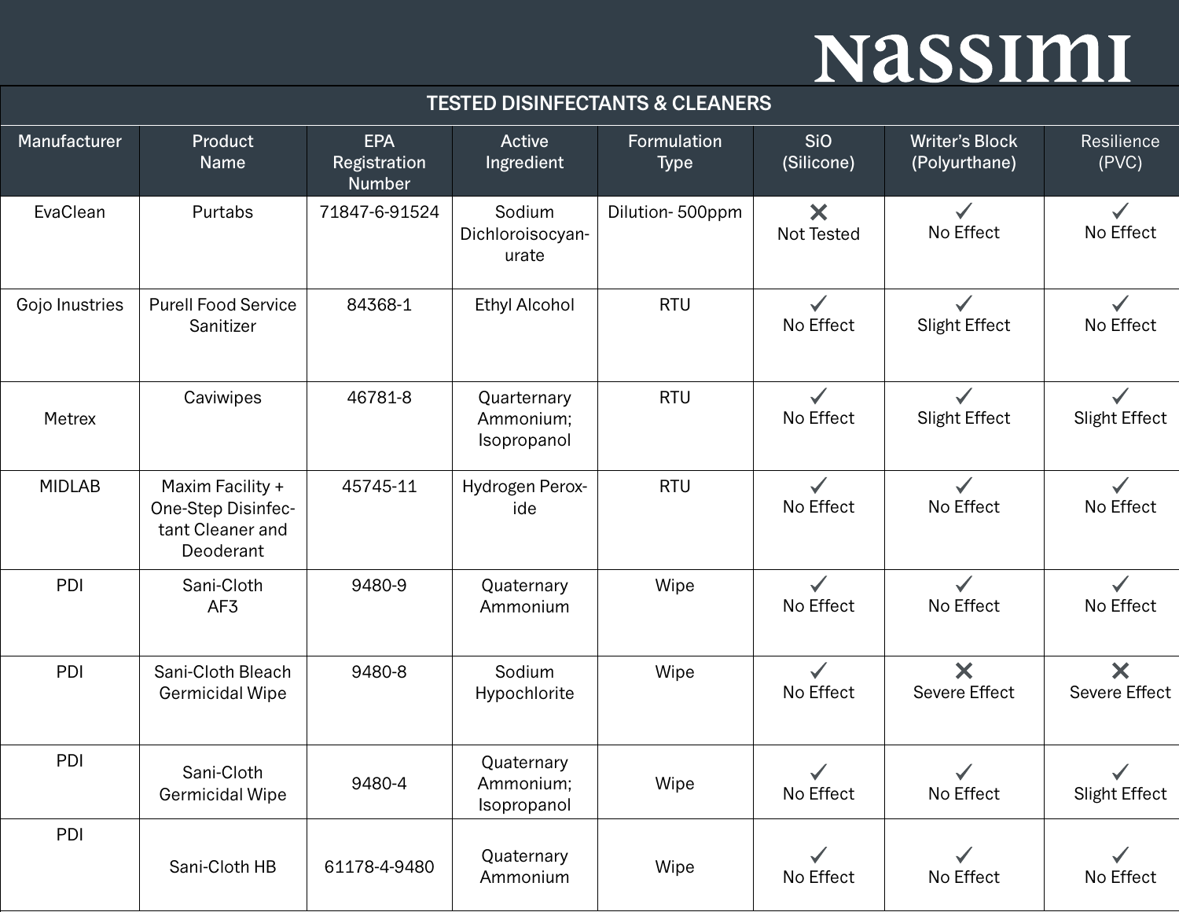# Nassimi

## TESTED DISINFECTANTS & CLEANERS

| Manufacturer | Product Name | EPA Registration Number | Active Ingredient | Formulation Type | SiO (Silicone) | Writer's Block (Polyurthane) | Resilience (PVC) |
|---|---|---|---|---|---|---|---|
| EvaClean | Purtabs | 71847-6-91524 | Sodium Dichloroisocyanurate | Dilution- 500ppm | ✕ Not Tested | ✓ No Effect | ✓ No Effect |
| Gojo Inustries | Purell Food Service Sanitizer | 84368-1 | Ethyl Alcohol | RTU | ✓ No Effect | ✓ Slight Effect | ✓ No Effect |
| Metrex | Caviwipes | 46781-8 | Quarternary Ammonium; Isopropanol | RTU | ✓ No Effect | ✓ Slight Effect | ✓ Slight Effect |
| MIDLAB | Maxim Facility + One-Step Disinfectant Cleaner and Deoderant | 45745-11 | Hydrogen Peroxide | RTU | ✓ No Effect | ✓ No Effect | ✓ No Effect |
| PDI | Sani-Cloth AF3 | 9480-9 | Quaternary Ammonium | Wipe | ✓ No Effect | ✓ No Effect | ✓ No Effect |
| PDI | Sani-Cloth Bleach Germicidal Wipe | 9480-8 | Sodium Hypochlorite | Wipe | ✓ No Effect | ✕ Severe Effect | ✕ Severe Effect |
| PDI | Sani-Cloth Germicidal Wipe | 9480-4 | Quaternary Ammonium; Isopropanol | Wipe | ✓ No Effect | ✓ No Effect | ✓ Slight Effect |
| PDI | Sani-Cloth HB | 61178-4-9480 | Quaternary Ammonium | Wipe | ✓ No Effect | ✓ No Effect | ✓ No Effect |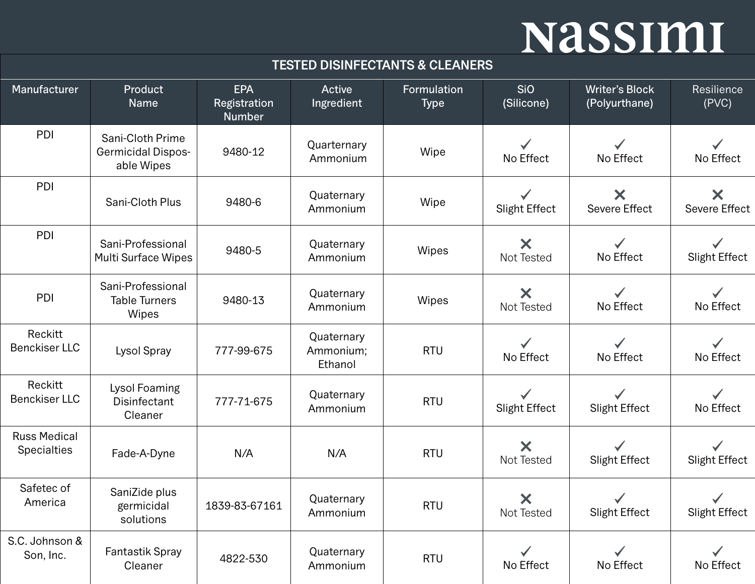# nassimi

## TESTED DISINFECTANTS & CLEANERS

| Manufacturer | Product Name | EPA Registration Number | Active Ingredient | Formulation Type | SiO (Silicone) | Writer's Block (Polyurthane) | Resilience (PVC) |
|---|---|---|---|---|---|---|---|
| PDI | Sani-Cloth Prime Germicidal Disposable Wipes | 9480-12 | Quarternary Ammonium | Wipe | ✓ No Effect | ✓ No Effect | ✓ No Effect |
| PDI | Sani-Cloth Plus | 9480-6 | Quaternary Ammonium | Wipe | ✓ Slight Effect | ✕ Severe Effect | ✕ Severe Effect |
| PDI | Sani-Professional Multi Surface Wipes | 9480-5 | Quaternary Ammonium | Wipes | ✕ Not Tested | ✓ No Effect | ✓ Slight Effect |
| PDI | Sani-Professional Table Turners Wipes | 9480-13 | Quaternary Ammonium | Wipes | ✕ Not Tested | ✓ No Effect | ✓ No Effect |
| Reckitt Benckiser LLC | Lysol Spray | 777-99-675 | Quaternary Ammonium; Ethanol | RTU | ✓ No Effect | ✓ No Effect | ✓ No Effect |
| Reckitt Benckiser LLC | Lysol Foaming Disinfectant Cleaner | 777-71-675 | Quaternary Ammonium | RTU | ✓ Slight Effect | ✓ Slight Effect | ✓ No Effect |
| Russ Medical Specialties | Fade-A-Dyne | N/A | N/A | RTU | ✕ Not Tested | ✓ Slight Effect | ✓ Slight Effect |
| Safetec of America | SaniZide plus germicidal solutions | 1839-83-67161 | Quaternary Ammonium | RTU | ✕ Not Tested | ✓ Slight Effect | ✓ Slight Effect |
| S.C. Johnson & Son, Inc. | Fantastik Spray Cleaner | 4822-530 | Quaternary Ammonium | RTU | ✓ No Effect | ✓ No Effect | ✓ No Effect |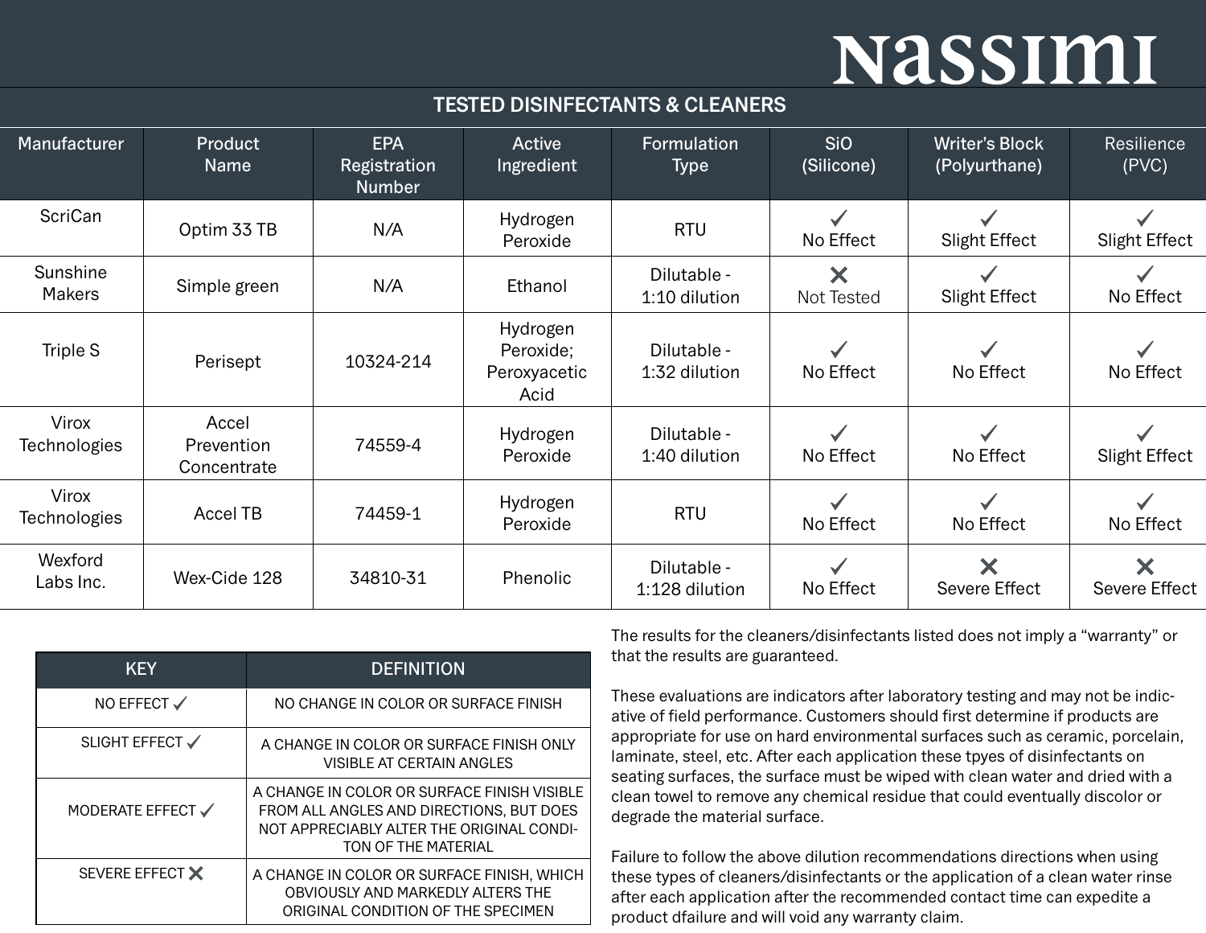# nassimi

## TESTED DISINFECTANTS & CLEANERS

| Manufacturer | Product Name | EPA Registration Number | Active Ingredient | Formulation Type | SiO (Silicone) | Writer's Block (Polyurthane) | Resilience (PVC) |
|---|---|---|---|---|---|---|---|
| ScriCan | Optim 33 TB | N/A | Hydrogen Peroxide | RTU | ✓ No Effect | ✓ Slight Effect | ✓ Slight Effect |
| Sunshine Makers | Simple green | N/A | Ethanol | Dilutable - 1:10 dilution | ✕ Not Tested | ✓ Slight Effect | ✓ No Effect |
| Triple S | Perisept | 10324-214 | Hydrogen Peroxide; Peroxyacetic Acid | Dilutable - 1:32 dilution | ✓ No Effect | ✓ No Effect | ✓ No Effect |
| Virox Technologies | Accel Prevention Concentrate | 74559-4 | Hydrogen Peroxide | Dilutable - 1:40 dilution | ✓ No Effect | ✓ No Effect | ✓ Slight Effect |
| Virox Technologies | Accel TB | 74459-1 | Hydrogen Peroxide | RTU | ✓ No Effect | ✓ No Effect | ✓ No Effect |
| Wexford Labs Inc. | Wex-Cide 128 | 34810-31 | Phenolic | Dilutable - 1:128 dilution | ✓ No Effect | ✕ Severe Effect | ✕ Severe Effect |

| KEY | DEFINITION |
|---|---|
| NO EFFECT ✓ | NO CHANGE IN COLOR OR SURFACE FINISH |
| SLIGHT EFFECT ✓ | A CHANGE IN COLOR OR SURFACE FINISH ONLY VISIBLE AT CERTAIN ANGLES |
| MODERATE EFFECT ✓ | A CHANGE IN COLOR OR SURFACE FINISH VISIBLE FROM ALL ANGLES AND DIRECTIONS, BUT DOES NOT APPRECIABLY ALTER THE ORIGINAL CONDITON OF THE MATERIAL |
| SEVERE EFFECT ✕ | A CHANGE IN COLOR OR SURFACE FINISH, WHICH OBVIOUSLY AND MARKEDLY ALTERS THE ORIGINAL CONDITION OF THE SPECIMEN |

The results for the cleaners/disinfectants listed does not imply a "warranty" or that the results are guaranteed.

These evaluations are indicators after laboratory testing and may not be indicative of field performance. Customers should first determine if products are appropriate for use on hard environmental surfaces such as ceramic, porcelain, laminate, steel, etc. After each application these tpyes of disinfectants on seating surfaces, the surface must be wiped with clean water and dried with a clean towel to remove any chemical residue that could eventually discolor or degrade the material surface.

Failure to follow the above dilution recommendations directions when using these types of cleaners/disinfectants or the application of a clean water rinse after each application after the recommended contact time can expedite a product dfailure and will void any warranty claim.